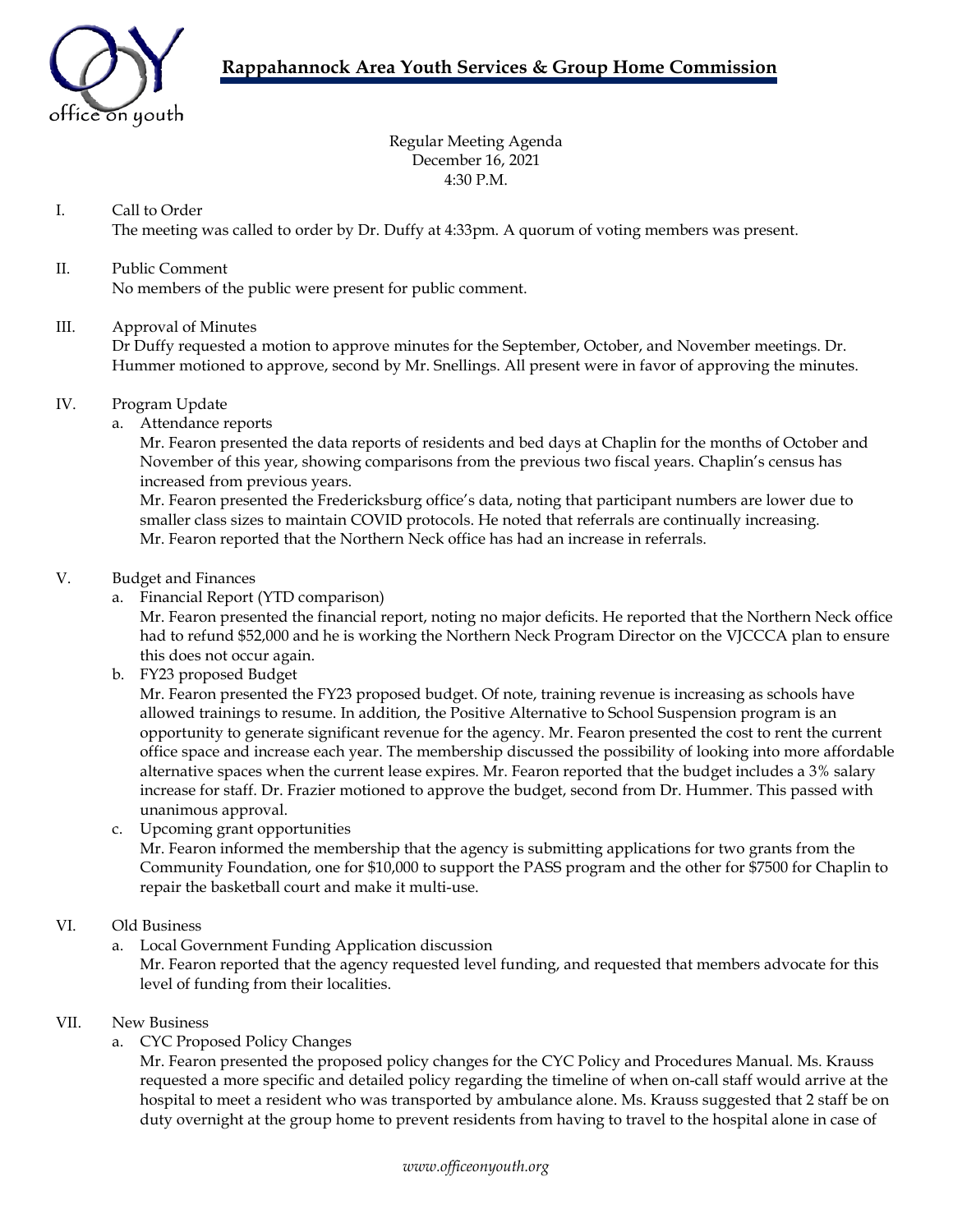# Rappahannock Area Youth Services & Group Home Commission

Regular Meeting Agenda
December 16, 2021
4:30 P.M.

I. Call to Order
The meeting was called to order by Dr. Duffy at 4:33pm. A quorum of voting members was present.

II. Public Comment
No members of the public were present for public comment.

III. Approval of Minutes
Dr Duffy requested a motion to approve minutes for the September, October, and November meetings. Dr. Hummer motioned to approve, second by Mr. Snellings. All present were in favor of approving the minutes.

IV. Program Update

a. Attendance reports
Mr. Fearon presented the data reports of residents and bed days at Chaplin for the months of October and November of this year, showing comparisons from the previous two fiscal years. Chaplin's census has increased from previous years.
Mr. Fearon presented the Fredericksburg office's data, noting that participant numbers are lower due to smaller class sizes to maintain COVID protocols. He noted that referrals are continually increasing.
Mr. Fearon reported that the Northern Neck office has had an increase in referrals.

V. Budget and Finances

a. Financial Report (YTD comparison)
Mr. Fearon presented the financial report, noting no major deficits. He reported that the Northern Neck office had to refund $52,000 and he is working the Northern Neck Program Director on the VJCCCA plan to ensure this does not occur again.

b. FY23 proposed Budget
Mr. Fearon presented the FY23 proposed budget. Of note, training revenue is increasing as schools have allowed trainings to resume. In addition, the Positive Alternative to School Suspension program is an opportunity to generate significant revenue for the agency. Mr. Fearon presented the cost to rent the current office space and increase each year. The membership discussed the possibility of looking into more affordable alternative spaces when the current lease expires. Mr. Fearon reported that the budget includes a 3% salary increase for staff. Dr. Frazier motioned to approve the budget, second from Dr. Hummer. This passed with unanimous approval.

c. Upcoming grant opportunities
Mr. Fearon informed the membership that the agency is submitting applications for two grants from the Community Foundation, one for $10,000 to support the PASS program and the other for $7500 for Chaplin to repair the basketball court and make it multi-use.

VI. Old Business

a. Local Government Funding Application discussion
Mr. Fearon reported that the agency requested level funding, and requested that members advocate for this level of funding from their localities.

VII. New Business

a. CYC Proposed Policy Changes
Mr. Fearon presented the proposed policy changes for the CYC Policy and Procedures Manual. Ms. Krauss requested a more specific and detailed policy regarding the timeline of when on-call staff would arrive at the hospital to meet a resident who was transported by ambulance alone. Ms. Krauss suggested that 2 staff be on duty overnight at the group home to prevent residents from having to travel to the hospital alone in case of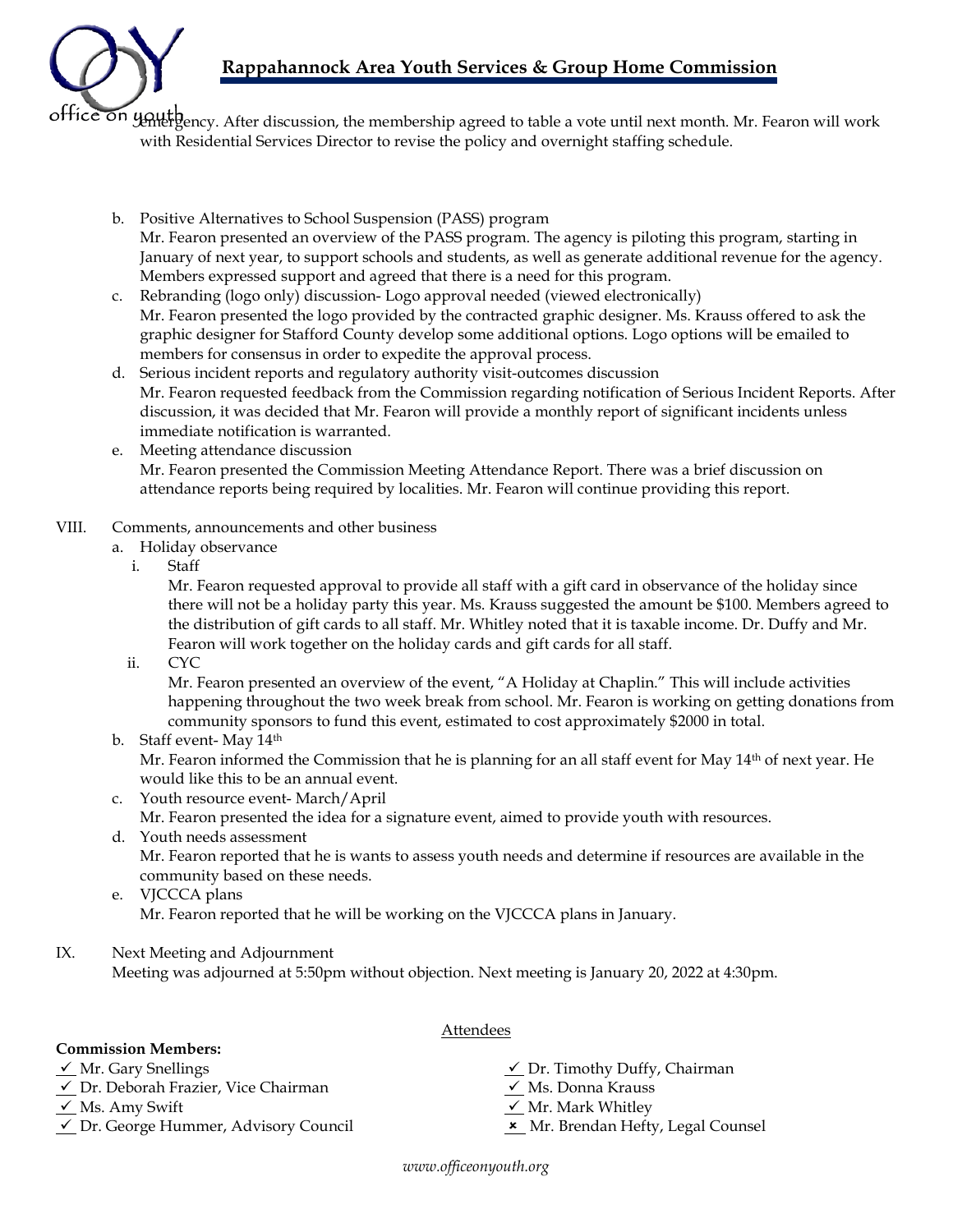emergency. After discussion, the membership agreed to table a vote until next month. Mr. Fearon will work with Residential Services Director to revise the policy and overnight staffing schedule.

b. Positive Alternatives to School Suspension (PASS) program
   Mr. Fearon presented an overview of the PASS program. The agency is piloting this program, starting in January of next year, to support schools and students, as well as generate additional revenue for the agency. Members expressed support and agreed that there is a need for this program.
c. Rebranding (logo only) discussion- Logo approval needed (viewed electronically)
   Mr. Fearon presented the logo provided by the contracted graphic designer. Ms. Krauss offered to ask the graphic designer for Stafford County develop some additional options. Logo options will be emailed to members for consensus in order to expedite the approval process.
d. Serious incident reports and regulatory authority visit-outcomes discussion
   Mr. Fearon requested feedback from the Commission regarding notification of Serious Incident Reports. After discussion, it was decided that Mr. Fearon will provide a monthly report of significant incidents unless immediate notification is warranted.
e. Meeting attendance discussion
   Mr. Fearon presented the Commission Meeting Attendance Report. There was a brief discussion on attendance reports being required by localities. Mr. Fearon will continue providing this report.

VIII. Comments, announcements and other business
   a. Holiday observance
      i. Staff
         Mr. Fearon requested approval to provide all staff with a gift card in observance of the holiday since there will not be a holiday party this year. Ms. Krauss suggested the amount be $100. Members agreed to the distribution of gift cards to all staff. Mr. Whitley noted that it is taxable income. Dr. Duffy and Mr. Fearon will work together on the holiday cards and gift cards for all staff.
      ii. CYC
         Mr. Fearon presented an overview of the event, "A Holiday at Chaplin." This will include activities happening throughout the two week break from school. Mr. Fearon is working on getting donations from community sponsors to fund this event, estimated to cost approximately $2000 in total.
   b. Staff event- May 14th
      Mr. Fearon informed the Commission that he is planning for an all staff event for May 14th of next year. He would like this to be an annual event.
   c. Youth resource event- March/April
      Mr. Fearon presented the idea for a signature event, aimed to provide youth with resources.
   d. Youth needs assessment
      Mr. Fearon reported that he is wants to assess youth needs and determine if resources are available in the community based on these needs.
   e. VJCCCA plans
      Mr. Fearon reported that he will be working on the VJCCCA plans in January.

IX. Next Meeting and Adjournment
   Meeting was adjourned at 5:50pm without objection. Next meeting is January 20, 2022 at 4:30pm.

Attendees

**Commission Members:**

- ✓ Mr. Gary Snellings
- ✓ Dr. Deborah Frazier, Vice Chairman
- ✓ Ms. Amy Swift
- ✓ Dr. George Hummer, Advisory Council
- ✓ Dr. Timothy Duffy, Chairman
- ✓ Ms. Donna Krauss
- ✓ Mr. Mark Whitley
- ✗ Mr. Brendan Hefty, Legal Counsel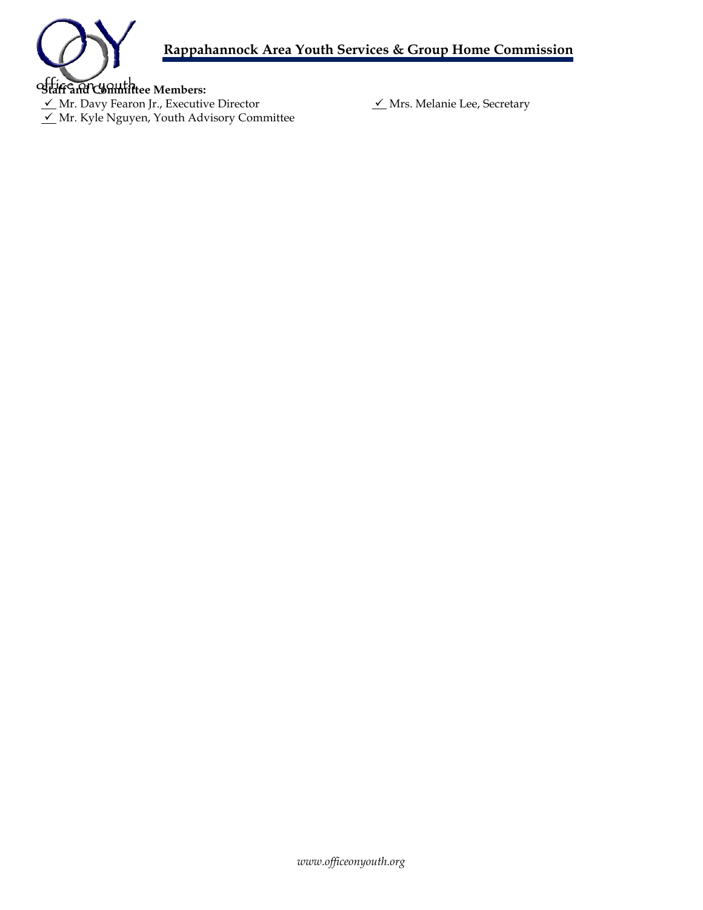## Rappahannock Area Youth Services & Group Home Commission

office on youth

**Staff and Committee Members:**

✓ Mr. Davy Fearon Jr., Executive Director

✓ Mrs. Melanie Lee, Secretary

✓ Mr. Kyle Nguyen, Youth Advisory Committee

*www.officeonyouth.org*